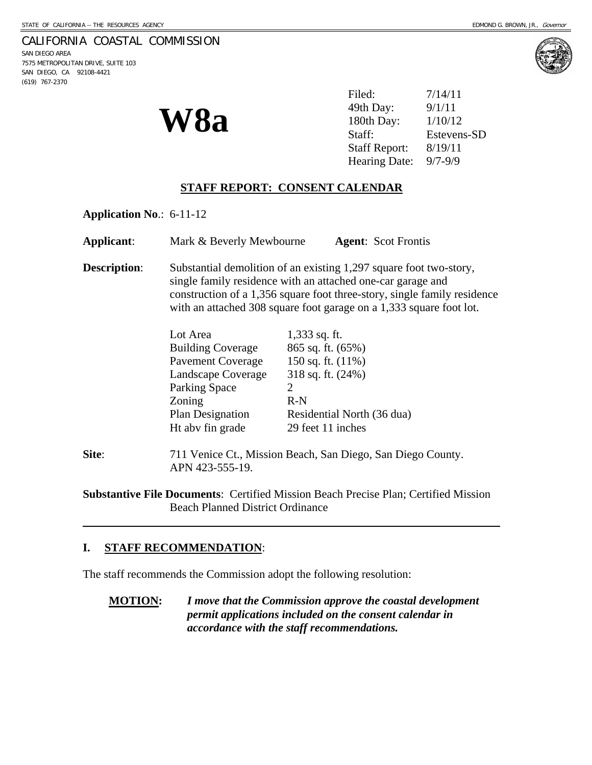STATE OF CALIFORNIA -- THE RESOURCES AGENCY

EDMOND G. BROWN, JR., *Governor*

CALIFORNIA COASTAL COMMISSION
SAN DIEGO AREA
7575 METROPOLITAN DRIVE, SUITE 103
SAN DIEGO, CA 92108-4421
(619) 767-2370

# W8a

| | |
|---|---|
| Filed: | 7/14/11 |
| 49th Day: | 9/1/11 |
| 180th Day: | 1/10/12 |
| Staff: | Estevens-SD |
| Staff Report: | 8/19/11 |
| Hearing Date: | 9/7-9/9 |

## STAFF REPORT: CONSENT CALENDAR

**Application No**.: 6-11-12

**Applicant**: Mark & Beverly Mewbourne **Agent**: Scot Frontis

**Description**: Substantial demolition of an existing 1,297 square foot two-story, single family residence with an attached one-car garage and construction of a 1,356 square foot three-story, single family residence with an attached 308 square foot garage on a 1,333 square foot lot.

| | |
|---|---|
| Lot Area | 1,333 sq. ft. |
| Building Coverage | 865 sq. ft. (65%) |
| Pavement Coverage | 150 sq. ft. (11%) |
| Landscape Coverage | 318 sq. ft. (24%) |
| Parking Space | 2 |
| Zoning | R-N |
| Plan Designation | Residential North (36 dua) |
| Ht abv fin grade | 29 feet 11 inches |

**Site**: 711 Venice Ct., Mission Beach, San Diego, San Diego County. APN 423-555-19.

**Substantive File Documents**: Certified Mission Beach Precise Plan; Certified Mission Beach Planned District Ordinance

## I. STAFF RECOMMENDATION:

The staff recommends the Commission adopt the following resolution:

**MOTION:** ***I move that the Commission approve the coastal development permit applications included on the consent calendar in accordance with the staff recommendations.***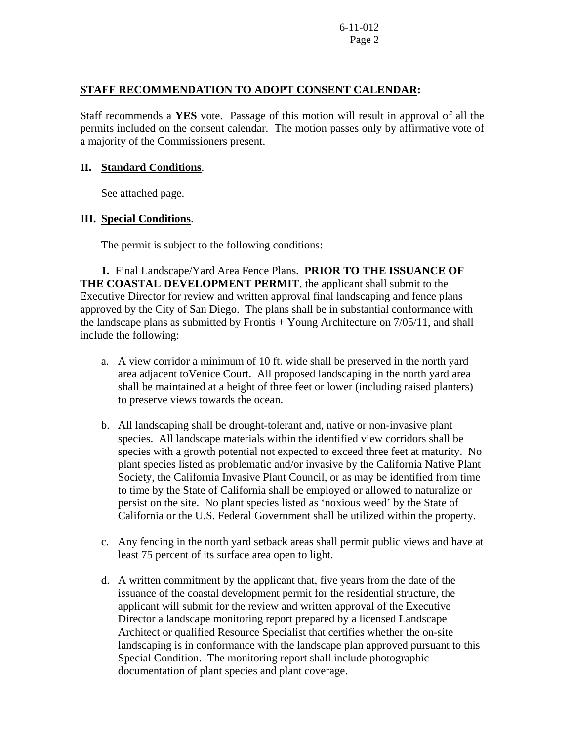**STAFF RECOMMENDATION TO ADOPT CONSENT CALENDAR:**

Staff recommends a **YES** vote. Passage of this motion will result in approval of all the permits included on the consent calendar. The motion passes only by affirmative vote of a majority of the Commissioners present.

**II. Standard Conditions.**

See attached page.

**III. Special Conditions.**

The permit is subject to the following conditions:

**1.** Final Landscape/Yard Area Fence Plans. **PRIOR TO THE ISSUANCE OF THE COASTAL DEVELOPMENT PERMIT**, the applicant shall submit to the Executive Director for review and written approval final landscaping and fence plans approved by the City of San Diego. The plans shall be in substantial conformance with the landscape plans as submitted by Frontis + Young Architecture on 7/05/11, and shall include the following:

a. A view corridor a minimum of 10 ft. wide shall be preserved in the north yard area adjacent toVenice Court. All proposed landscaping in the north yard area shall be maintained at a height of three feet or lower (including raised planters) to preserve views towards the ocean.

b. All landscaping shall be drought-tolerant and, native or non-invasive plant species. All landscape materials within the identified view corridors shall be species with a growth potential not expected to exceed three feet at maturity. No plant species listed as problematic and/or invasive by the California Native Plant Society, the California Invasive Plant Council, or as may be identified from time to time by the State of California shall be employed or allowed to naturalize or persist on the site. No plant species listed as 'noxious weed' by the State of California or the U.S. Federal Government shall be utilized within the property.

c. Any fencing in the north yard setback areas shall permit public views and have at least 75 percent of its surface area open to light.

d. A written commitment by the applicant that, five years from the date of the issuance of the coastal development permit for the residential structure, the applicant will submit for the review and written approval of the Executive Director a landscape monitoring report prepared by a licensed Landscape Architect or qualified Resource Specialist that certifies whether the on-site landscaping is in conformance with the landscape plan approved pursuant to this Special Condition. The monitoring report shall include photographic documentation of plant species and plant coverage.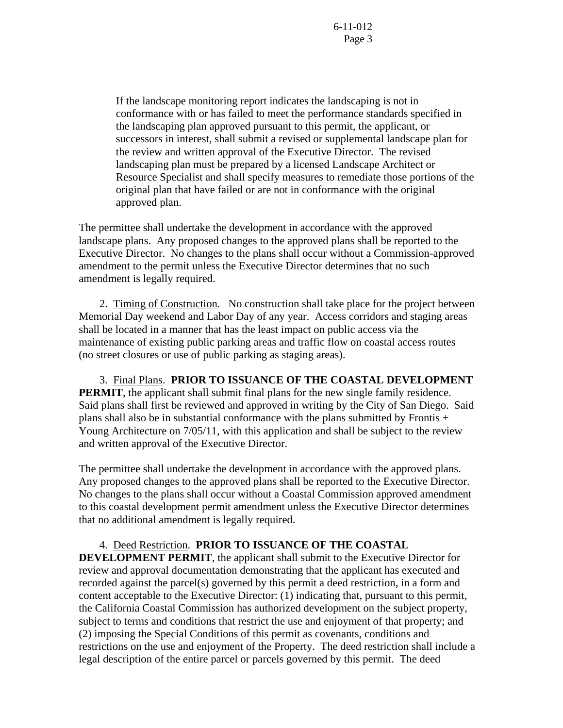If the landscape monitoring report indicates the landscaping is not in conformance with or has failed to meet the performance standards specified in the landscaping plan approved pursuant to this permit, the applicant, or successors in interest, shall submit a revised or supplemental landscape plan for the review and written approval of the Executive Director. The revised landscaping plan must be prepared by a licensed Landscape Architect or Resource Specialist and shall specify measures to remediate those portions of the original plan that have failed or are not in conformance with the original approved plan.

The permittee shall undertake the development in accordance with the approved landscape plans. Any proposed changes to the approved plans shall be reported to the Executive Director. No changes to the plans shall occur without a Commission-approved amendment to the permit unless the Executive Director determines that no such amendment is legally required.

2. Timing of Construction. No construction shall take place for the project between Memorial Day weekend and Labor Day of any year. Access corridors and staging areas shall be located in a manner that has the least impact on public access via the maintenance of existing public parking areas and traffic flow on coastal access routes (no street closures or use of public parking as staging areas).

3. Final Plans. **PRIOR TO ISSUANCE OF THE COASTAL DEVELOPMENT PERMIT**, the applicant shall submit final plans for the new single family residence. Said plans shall first be reviewed and approved in writing by the City of San Diego. Said plans shall also be in substantial conformance with the plans submitted by Frontis + Young Architecture on 7/05/11, with this application and shall be subject to the review and written approval of the Executive Director.

The permittee shall undertake the development in accordance with the approved plans. Any proposed changes to the approved plans shall be reported to the Executive Director. No changes to the plans shall occur without a Coastal Commission approved amendment to this coastal development permit amendment unless the Executive Director determines that no additional amendment is legally required.

4. Deed Restriction. **PRIOR TO ISSUANCE OF THE COASTAL DEVELOPMENT PERMIT**, the applicant shall submit to the Executive Director for review and approval documentation demonstrating that the applicant has executed and recorded against the parcel(s) governed by this permit a deed restriction, in a form and content acceptable to the Executive Director: (1) indicating that, pursuant to this permit, the California Coastal Commission has authorized development on the subject property, subject to terms and conditions that restrict the use and enjoyment of that property; and (2) imposing the Special Conditions of this permit as covenants, conditions and restrictions on the use and enjoyment of the Property. The deed restriction shall include a legal description of the entire parcel or parcels governed by this permit. The deed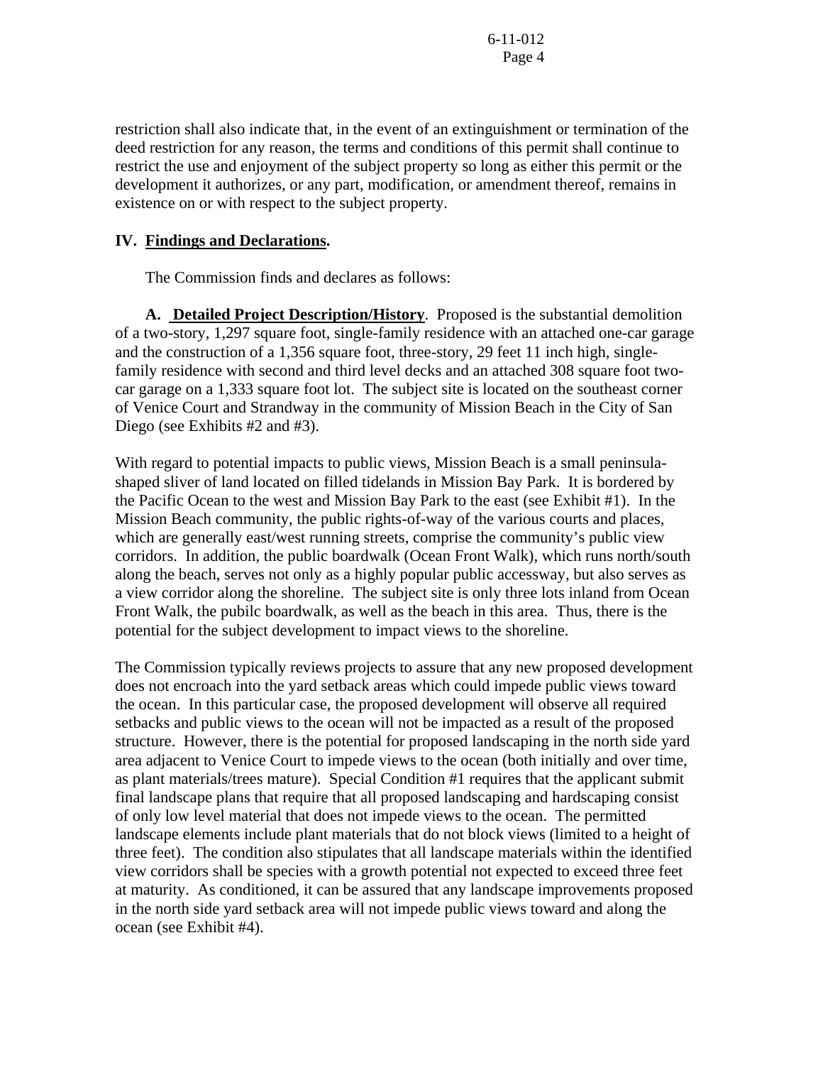restriction shall also indicate that, in the event of an extinguishment or termination of the deed restriction for any reason, the terms and conditions of this permit shall continue to restrict the use and enjoyment of the subject property so long as either this permit or the development it authorizes, or any part, modification, or amendment thereof, remains in existence on or with respect to the subject property.

## IV. Findings and Declarations.

The Commission finds and declares as follows:

**A. Detailed Project Description/History**. Proposed is the substantial demolition of a two-story, 1,297 square foot, single-family residence with an attached one-car garage and the construction of a 1,356 square foot, three-story, 29 feet 11 inch high, single-family residence with second and third level decks and an attached 308 square foot two-car garage on a 1,333 square foot lot. The subject site is located on the southeast corner of Venice Court and Strandway in the community of Mission Beach in the City of San Diego (see Exhibits #2 and #3).

With regard to potential impacts to public views, Mission Beach is a small peninsula-shaped sliver of land located on filled tidelands in Mission Bay Park. It is bordered by the Pacific Ocean to the west and Mission Bay Park to the east (see Exhibit #1). In the Mission Beach community, the public rights-of-way of the various courts and places, which are generally east/west running streets, comprise the community's public view corridors. In addition, the public boardwalk (Ocean Front Walk), which runs north/south along the beach, serves not only as a highly popular public accessway, but also serves as a view corridor along the shoreline. The subject site is only three lots inland from Ocean Front Walk, the pubilc boardwalk, as well as the beach in this area. Thus, there is the potential for the subject development to impact views to the shoreline.

The Commission typically reviews projects to assure that any new proposed development does not encroach into the yard setback areas which could impede public views toward the ocean. In this particular case, the proposed development will observe all required setbacks and public views to the ocean will not be impacted as a result of the proposed structure. However, there is the potential for proposed landscaping in the north side yard area adjacent to Venice Court to impede views to the ocean (both initially and over time, as plant materials/trees mature). Special Condition #1 requires that the applicant submit final landscape plans that require that all proposed landscaping and hardscaping consist of only low level material that does not impede views to the ocean. The permitted landscape elements include plant materials that do not block views (limited to a height of three feet). The condition also stipulates that all landscape materials within the identified view corridors shall be species with a growth potential not expected to exceed three feet at maturity. As conditioned, it can be assured that any landscape improvements proposed in the north side yard setback area will not impede public views toward and along the ocean (see Exhibit #4).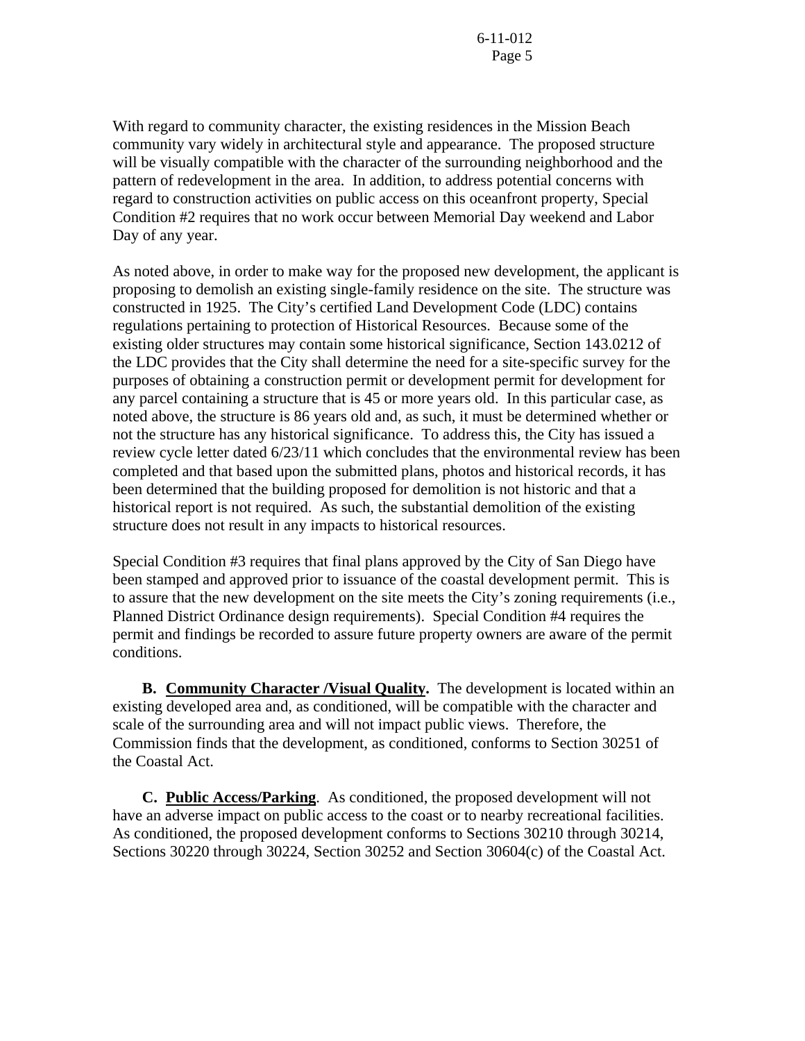With regard to community character, the existing residences in the Mission Beach community vary widely in architectural style and appearance. The proposed structure will be visually compatible with the character of the surrounding neighborhood and the pattern of redevelopment in the area. In addition, to address potential concerns with regard to construction activities on public access on this oceanfront property, Special Condition #2 requires that no work occur between Memorial Day weekend and Labor Day of any year.

As noted above, in order to make way for the proposed new development, the applicant is proposing to demolish an existing single-family residence on the site. The structure was constructed in 1925. The City's certified Land Development Code (LDC) contains regulations pertaining to protection of Historical Resources. Because some of the existing older structures may contain some historical significance, Section 143.0212 of the LDC provides that the City shall determine the need for a site-specific survey for the purposes of obtaining a construction permit or development permit for development for any parcel containing a structure that is 45 or more years old. In this particular case, as noted above, the structure is 86 years old and, as such, it must be determined whether or not the structure has any historical significance. To address this, the City has issued a review cycle letter dated 6/23/11 which concludes that the environmental review has been completed and that based upon the submitted plans, photos and historical records, it has been determined that the building proposed for demolition is not historic and that a historical report is not required. As such, the substantial demolition of the existing structure does not result in any impacts to historical resources.

Special Condition #3 requires that final plans approved by the City of San Diego have been stamped and approved prior to issuance of the coastal development permit. This is to assure that the new development on the site meets the City's zoning requirements (i.e., Planned District Ordinance design requirements). Special Condition #4 requires the permit and findings be recorded to assure future property owners are aware of the permit conditions.

**B. Community Character /Visual Quality.** The development is located within an existing developed area and, as conditioned, will be compatible with the character and scale of the surrounding area and will not impact public views. Therefore, the Commission finds that the development, as conditioned, conforms to Section 30251 of the Coastal Act.

**C. Public Access/Parking**. As conditioned, the proposed development will not have an adverse impact on public access to the coast or to nearby recreational facilities. As conditioned, the proposed development conforms to Sections 30210 through 30214, Sections 30220 through 30224, Section 30252 and Section 30604(c) of the Coastal Act.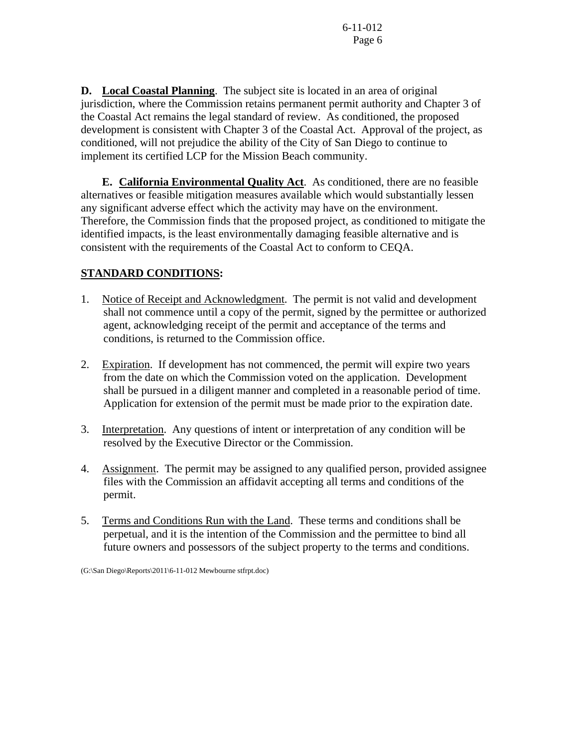**D. Local Coastal Planning**. The subject site is located in an area of original jurisdiction, where the Commission retains permanent permit authority and Chapter 3 of the Coastal Act remains the legal standard of review. As conditioned, the proposed development is consistent with Chapter 3 of the Coastal Act. Approval of the project, as conditioned, will not prejudice the ability of the City of San Diego to continue to implement its certified LCP for the Mission Beach community.

**E. California Environmental Quality Act**. As conditioned, there are no feasible alternatives or feasible mitigation measures available which would substantially lessen any significant adverse effect which the activity may have on the environment. Therefore, the Commission finds that the proposed project, as conditioned to mitigate the identified impacts, is the least environmentally damaging feasible alternative and is consistent with the requirements of the Coastal Act to conform to CEQA.

**STANDARD CONDITIONS:**

1. Notice of Receipt and Acknowledgment. The permit is not valid and development shall not commence until a copy of the permit, signed by the permittee or authorized agent, acknowledging receipt of the permit and acceptance of the terms and conditions, is returned to the Commission office.

2. Expiration. If development has not commenced, the permit will expire two years from the date on which the Commission voted on the application. Development shall be pursued in a diligent manner and completed in a reasonable period of time. Application for extension of the permit must be made prior to the expiration date.

3. Interpretation. Any questions of intent or interpretation of any condition will be resolved by the Executive Director or the Commission.

4. Assignment. The permit may be assigned to any qualified person, provided assignee files with the Commission an affidavit accepting all terms and conditions of the permit.

5. Terms and Conditions Run with the Land. These terms and conditions shall be perpetual, and it is the intention of the Commission and the permittee to bind all future owners and possessors of the subject property to the terms and conditions.

(G:\San Diego\Reports\2011\6-11-012 Mewbourne stfrpt.doc)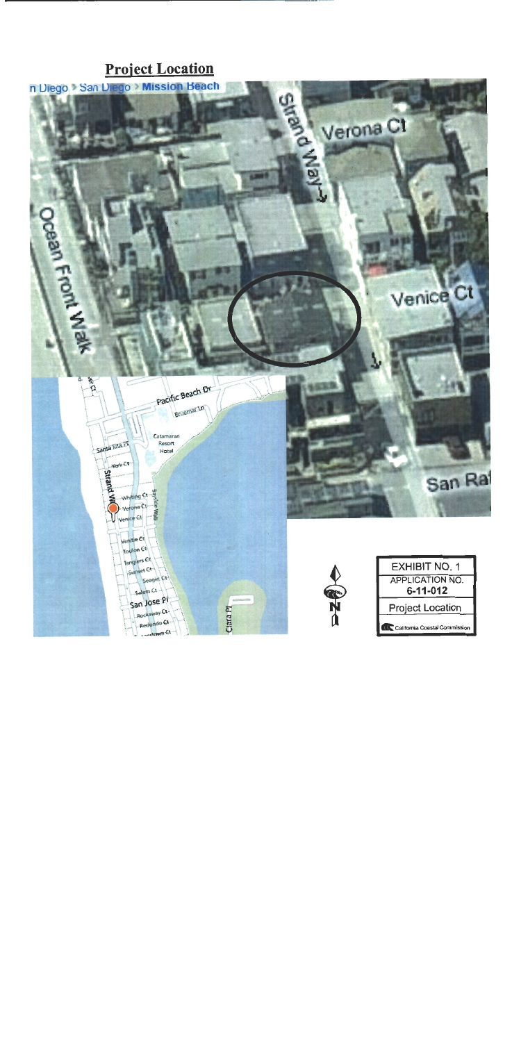## Project Location

EXHIBIT NO. 1

APPLICATION NO.
**6-11-012**

Project Location

California Coastal Commission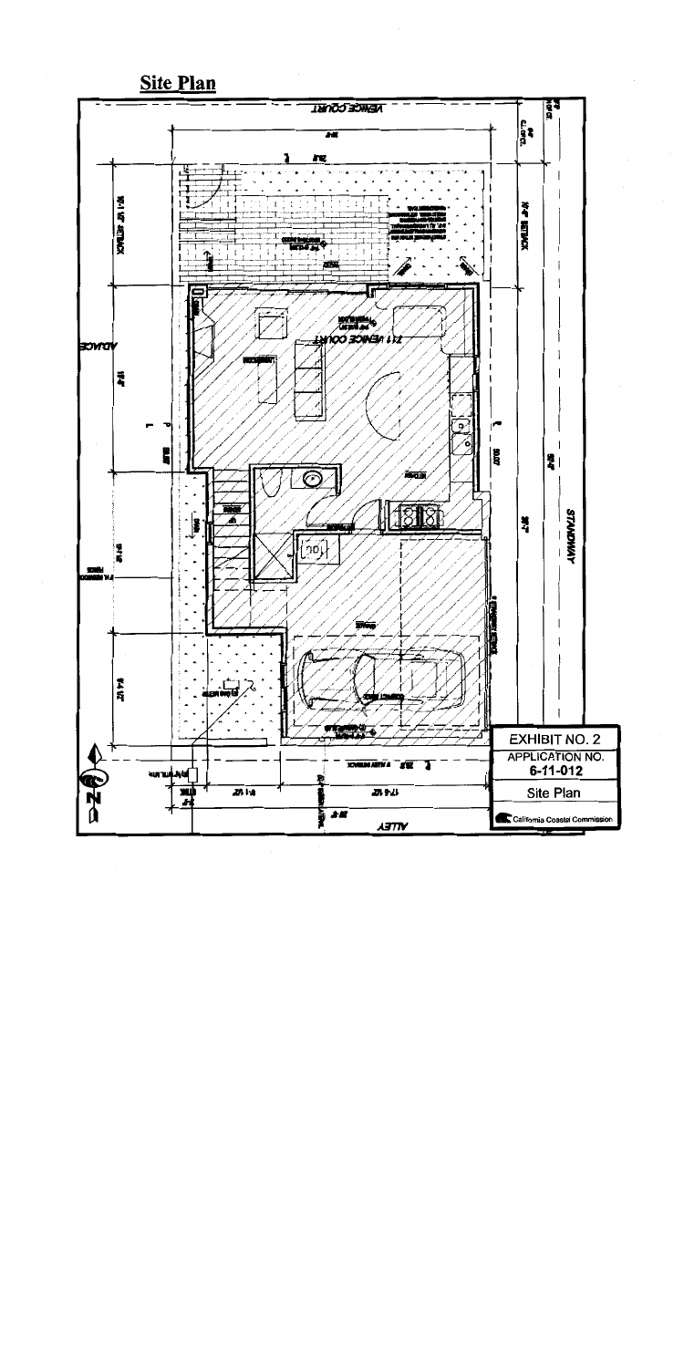## Site Plan

EXHIBIT NO. 2

APPLICATION NO. 6-11-012

Site Plan

California Coastal Commission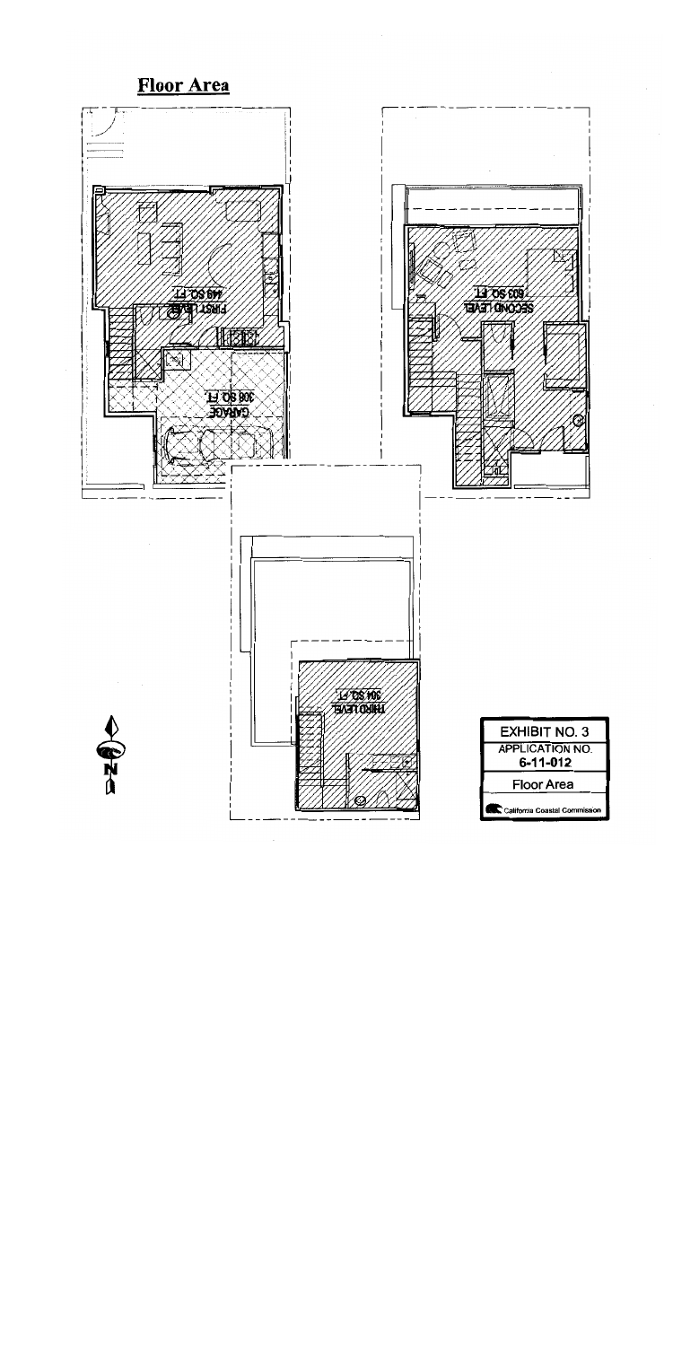# Floor Area

FIRST LEVEL
449 SQ. FT.

GARAGE
308 SQ. FT.

SECOND LEVEL
603 SQ. FT.

THIRD LEVEL
304 SQ. FT.

N

EXHIBIT NO. 3
APPLICATION NO.
6-11-012
Floor Area
California Coastal Commission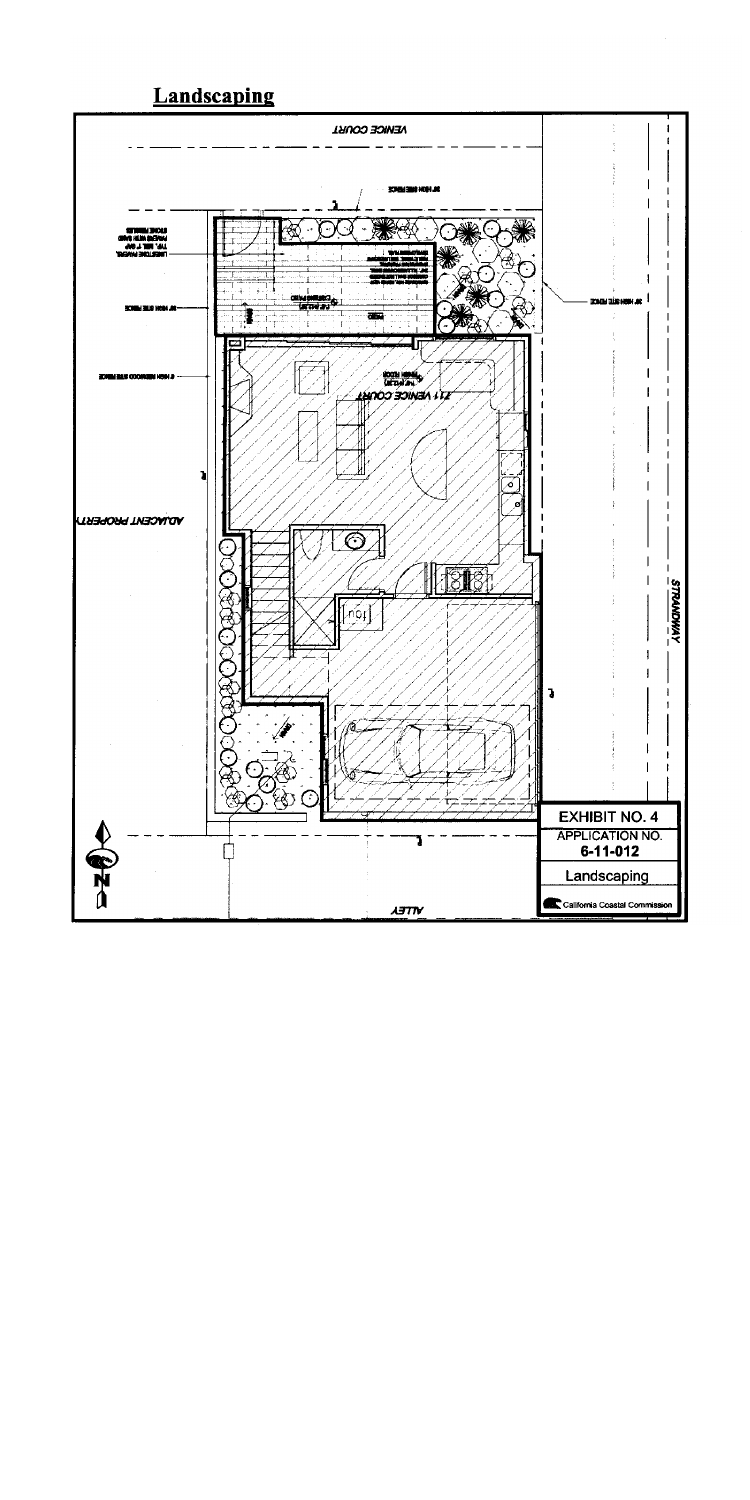## Landscaping

VENICE COURT

ADJACENT PROPERTY

STRANDWAY

ALLEY

711 VENICE COURT

EXHIBIT NO. 4

APPLICATION NO.

6-11-012

Landscaping

California Coastal Commission